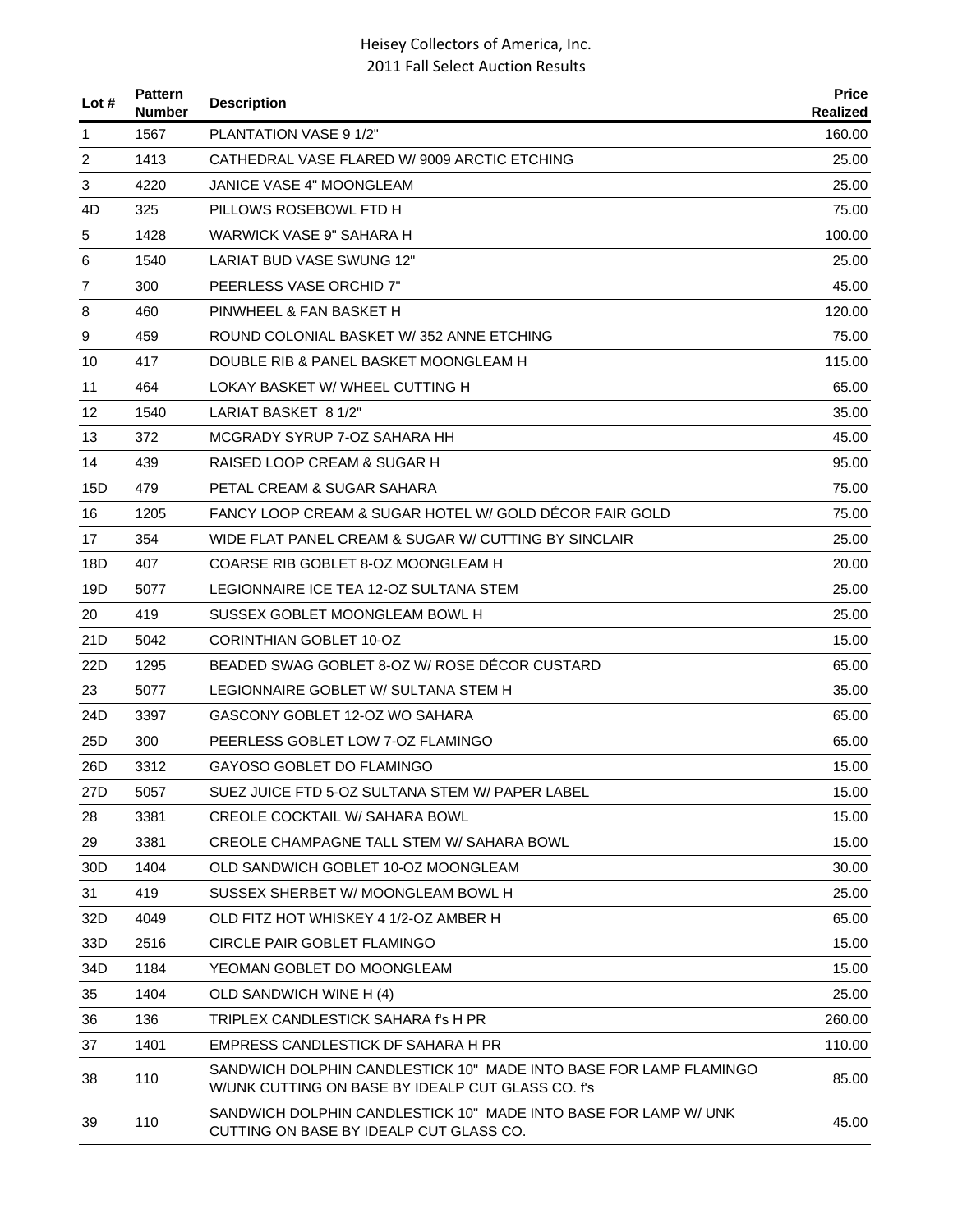# Heisey Collectors of America, Inc.
## 2011 Fall Select Auction Results

| Lot # | Pattern Number | Description | Price Realized |
|---|---|---|---|
| 1 | 1567 | PLANTATION VASE 9 1/2" | 160.00 |
| 2 | 1413 | CATHEDRAL VASE FLARED W/ 9009 ARCTIC ETCHING | 25.00 |
| 3 | 4220 | JANICE VASE 4" MOONGLEAM | 25.00 |
| 4D | 325 | PILLOWS ROSEBOWL FTD H | 75.00 |
| 5 | 1428 | WARWICK VASE 9" SAHARA H | 100.00 |
| 6 | 1540 | LARIAT BUD VASE SWUNG 12" | 25.00 |
| 7 | 300 | PEERLESS VASE ORCHID 7" | 45.00 |
| 8 | 460 | PINWHEEL & FAN BASKET H | 120.00 |
| 9 | 459 | ROUND COLONIAL BASKET W/ 352 ANNE ETCHING | 75.00 |
| 10 | 417 | DOUBLE RIB & PANEL BASKET MOONGLEAM H | 115.00 |
| 11 | 464 | LOKAY BASKET W/ WHEEL CUTTING H | 65.00 |
| 12 | 1540 | LARIAT BASKET 8 1/2" | 35.00 |
| 13 | 372 | MCGRADY SYRUP 7-OZ SAHARA HH | 45.00 |
| 14 | 439 | RAISED LOOP CREAM & SUGAR H | 95.00 |
| 15D | 479 | PETAL CREAM & SUGAR SAHARA | 75.00 |
| 16 | 1205 | FANCY LOOP CREAM & SUGAR HOTEL W/ GOLD DÉCOR FAIR GOLD | 75.00 |
| 17 | 354 | WIDE FLAT PANEL CREAM & SUGAR W/ CUTTING BY SINCLAIR | 25.00 |
| 18D | 407 | COARSE RIB GOBLET 8-OZ MOONGLEAM H | 20.00 |
| 19D | 5077 | LEGIONNAIRE ICE TEA 12-OZ SULTANA STEM | 25.00 |
| 20 | 419 | SUSSEX GOBLET MOONGLEAM BOWL H | 25.00 |
| 21D | 5042 | CORINTHIAN GOBLET 10-OZ | 15.00 |
| 22D | 1295 | BEADED SWAG GOBLET 8-OZ W/ ROSE DÉCOR CUSTARD | 65.00 |
| 23 | 5077 | LEGIONNAIRE GOBLET W/ SULTANA STEM H | 35.00 |
| 24D | 3397 | GASCONY GOBLET 12-OZ WO SAHARA | 65.00 |
| 25D | 300 | PEERLESS GOBLET LOW 7-OZ FLAMINGO | 65.00 |
| 26D | 3312 | GAYOSO GOBLET DO FLAMINGO | 15.00 |
| 27D | 5057 | SUEZ JUICE FTD 5-OZ SULTANA STEM W/ PAPER LABEL | 15.00 |
| 28 | 3381 | CREOLE COCKTAIL W/ SAHARA BOWL | 15.00 |
| 29 | 3381 | CREOLE CHAMPAGNE TALL STEM W/ SAHARA BOWL | 15.00 |
| 30D | 1404 | OLD SANDWICH GOBLET 10-OZ MOONGLEAM | 30.00 |
| 31 | 419 | SUSSEX SHERBET W/ MOONGLEAM BOWL H | 25.00 |
| 32D | 4049 | OLD FITZ HOT WHISKEY 4 1/2-OZ AMBER H | 65.00 |
| 33D | 2516 | CIRCLE PAIR GOBLET FLAMINGO | 15.00 |
| 34D | 1184 | YEOMAN GOBLET DO MOONGLEAM | 15.00 |
| 35 | 1404 | OLD SANDWICH WINE H (4) | 25.00 |
| 36 | 136 | TRIPLEX CANDLESTICK SAHARA f's H PR | 260.00 |
| 37 | 1401 | EMPRESS CANDLESTICK DF SAHARA H PR | 110.00 |
| 38 | 110 | SANDWICH DOLPHIN CANDLESTICK 10" MADE INTO BASE FOR LAMP FLAMINGO W/UNK CUTTING ON BASE BY IDEALP CUT GLASS CO. f's | 85.00 |
| 39 | 110 | SANDWICH DOLPHIN CANDLESTICK 10" MADE INTO BASE FOR LAMP W/ UNK CUTTING ON BASE BY IDEALP CUT GLASS CO. | 45.00 |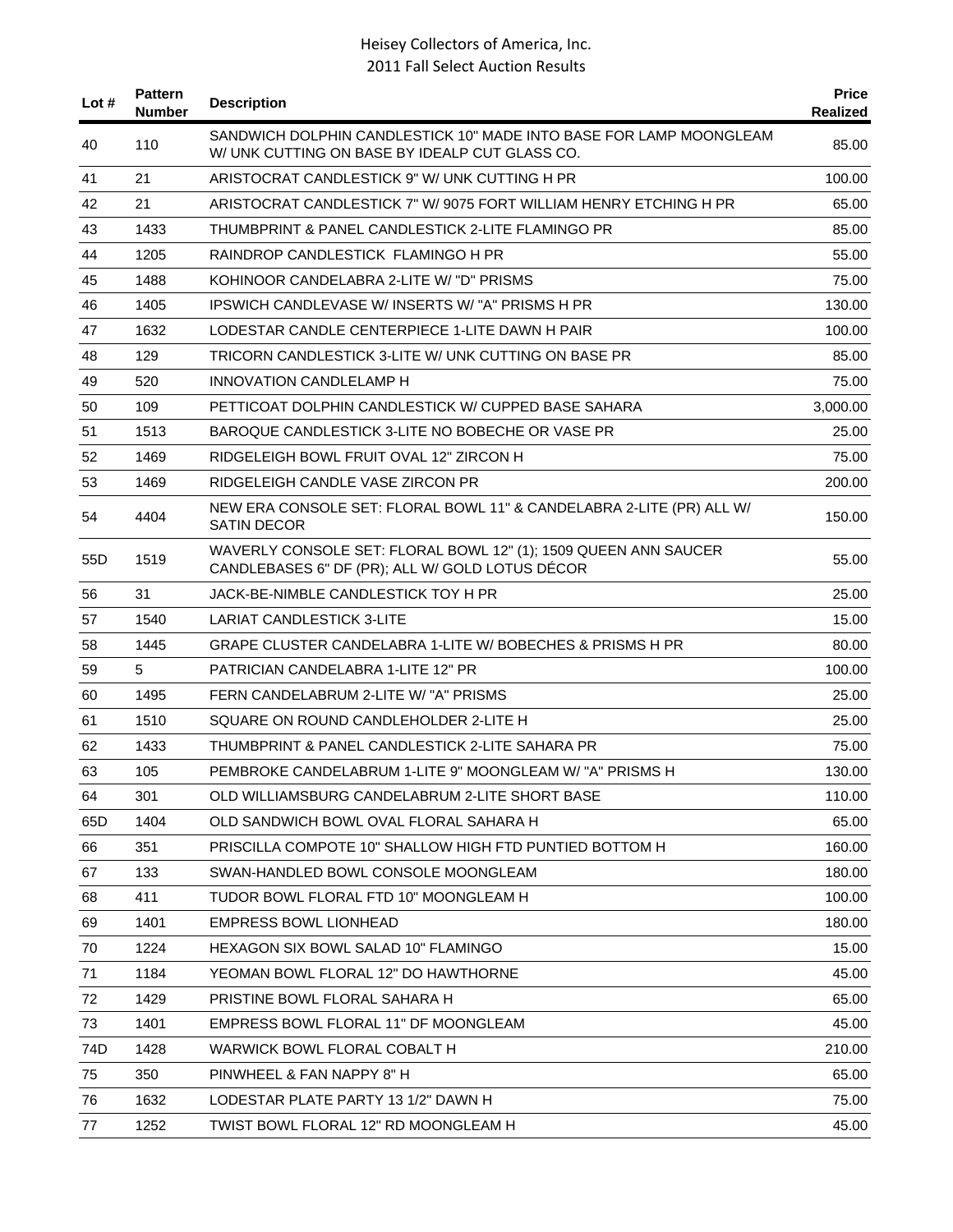| Lot # | Pattern Number | Description | Price Realized |
|---|---|---|---|
| 40 | 110 | SANDWICH DOLPHIN CANDLESTICK 10" MADE INTO BASE FOR LAMP MOONGLEAM W/ UNK CUTTING ON BASE BY IDEALP CUT GLASS CO. | 85.00 |
| 41 | 21 | ARISTOCRAT CANDLESTICK 9" W/ UNK CUTTING H PR | 100.00 |
| 42 | 21 | ARISTOCRAT CANDLESTICK 7" W/ 9075 FORT WILLIAM HENRY ETCHING H PR | 65.00 |
| 43 | 1433 | THUMBPRINT & PANEL CANDLESTICK 2-LITE FLAMINGO PR | 85.00 |
| 44 | 1205 | RAINDROP CANDLESTICK FLAMINGO H PR | 55.00 |
| 45 | 1488 | KOHINOOR CANDELABRA 2-LITE W/ "D" PRISMS | 75.00 |
| 46 | 1405 | IPSWICH CANDLEVASE W/ INSERTS W/ "A" PRISMS H PR | 130.00 |
| 47 | 1632 | LODESTAR CANDLE CENTERPIECE 1-LITE DAWN H PAIR | 100.00 |
| 48 | 129 | TRICORN CANDLESTICK 3-LITE W/ UNK CUTTING ON BASE PR | 85.00 |
| 49 | 520 | INNOVATION CANDLELAMP H | 75.00 |
| 50 | 109 | PETTICOAT DOLPHIN CANDLESTICK W/ CUPPED BASE SAHARA | 3,000.00 |
| 51 | 1513 | BAROQUE CANDLESTICK 3-LITE NO BOBECHE OR VASE PR | 25.00 |
| 52 | 1469 | RIDGELEIGH BOWL FRUIT OVAL 12" ZIRCON H | 75.00 |
| 53 | 1469 | RIDGELEIGH CANDLE VASE ZIRCON PR | 200.00 |
| 54 | 4404 | NEW ERA CONSOLE SET: FLORAL BOWL 11" & CANDELABRA 2-LITE (PR) ALL W/ SATIN DECOR | 150.00 |
| 55D | 1519 | WAVERLY CONSOLE SET: FLORAL BOWL 12" (1); 1509 QUEEN ANN SAUCER CANDLEBASES 6" DF (PR); ALL W/ GOLD LOTUS DÉCOR | 55.00 |
| 56 | 31 | JACK-BE-NIMBLE CANDLESTICK TOY H PR | 25.00 |
| 57 | 1540 | LARIAT CANDLESTICK 3-LITE | 15.00 |
| 58 | 1445 | GRAPE CLUSTER CANDELABRA 1-LITE W/ BOBECHES & PRISMS H PR | 80.00 |
| 59 | 5 | PATRICIAN CANDELABRA 1-LITE 12" PR | 100.00 |
| 60 | 1495 | FERN CANDELABRUM 2-LITE W/ "A" PRISMS | 25.00 |
| 61 | 1510 | SQUARE ON ROUND CANDLEHOLDER 2-LITE H | 25.00 |
| 62 | 1433 | THUMBPRINT & PANEL CANDLESTICK 2-LITE SAHARA PR | 75.00 |
| 63 | 105 | PEMBROKE CANDELABRUM 1-LITE 9" MOONGLEAM W/ "A" PRISMS H | 130.00 |
| 64 | 301 | OLD WILLIAMSBURG CANDELABRUM 2-LITE SHORT BASE | 110.00 |
| 65D | 1404 | OLD SANDWICH BOWL OVAL FLORAL SAHARA H | 65.00 |
| 66 | 351 | PRISCILLA COMPOTE 10" SHALLOW HIGH FTD PUNTIED BOTTOM H | 160.00 |
| 67 | 133 | SWAN-HANDLED BOWL CONSOLE MOONGLEAM | 180.00 |
| 68 | 411 | TUDOR BOWL FLORAL FTD 10" MOONGLEAM H | 100.00 |
| 69 | 1401 | EMPRESS BOWL LIONHEAD | 180.00 |
| 70 | 1224 | HEXAGON SIX BOWL SALAD 10" FLAMINGO | 15.00 |
| 71 | 1184 | YEOMAN BOWL FLORAL 12" DO HAWTHORNE | 45.00 |
| 72 | 1429 | PRISTINE BOWL FLORAL SAHARA H | 65.00 |
| 73 | 1401 | EMPRESS BOWL FLORAL 11" DF MOONGLEAM | 45.00 |
| 74D | 1428 | WARWICK BOWL FLORAL COBALT H | 210.00 |
| 75 | 350 | PINWHEEL & FAN NAPPY 8" H | 65.00 |
| 76 | 1632 | LODESTAR PLATE PARTY 13 1/2" DAWN H | 75.00 |
| 77 | 1252 | TWIST BOWL FLORAL 12" RD MOONGLEAM H | 45.00 |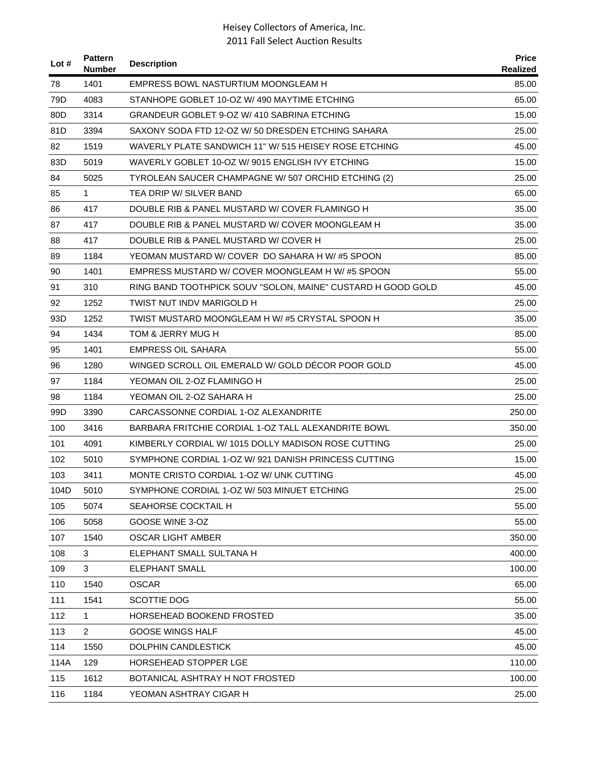| Lot # | Pattern Number | Description | Price Realized |
|---|---|---|---|
| 78 | 1401 | EMPRESS BOWL NASTURTIUM MOONGLEAM H | 85.00 |
| 79D | 4083 | STANHOPE GOBLET 10-OZ W/ 490 MAYTIME ETCHING | 65.00 |
| 80D | 3314 | GRANDEUR GOBLET 9-OZ W/ 410 SABRINA ETCHING | 15.00 |
| 81D | 3394 | SAXONY SODA FTD 12-OZ W/ 50 DRESDEN ETCHING SAHARA | 25.00 |
| 82 | 1519 | WAVERLY PLATE SANDWICH 11" W/ 515 HEISEY ROSE ETCHING | 45.00 |
| 83D | 5019 | WAVERLY GOBLET 10-OZ W/ 9015 ENGLISH IVY ETCHING | 15.00 |
| 84 | 5025 | TYROLEAN SAUCER CHAMPAGNE W/ 507 ORCHID ETCHING (2) | 25.00 |
| 85 | 1 | TEA DRIP W/ SILVER BAND | 65.00 |
| 86 | 417 | DOUBLE RIB & PANEL MUSTARD W/ COVER FLAMINGO H | 35.00 |
| 87 | 417 | DOUBLE RIB & PANEL MUSTARD W/ COVER MOONGLEAM H | 35.00 |
| 88 | 417 | DOUBLE RIB & PANEL MUSTARD W/ COVER H | 25.00 |
| 89 | 1184 | YEOMAN MUSTARD W/ COVER DO SAHARA H W/ #5 SPOON | 85.00 |
| 90 | 1401 | EMPRESS MUSTARD W/ COVER MOONGLEAM H W/ #5 SPOON | 55.00 |
| 91 | 310 | RING BAND TOOTHPICK SOUV "SOLON, MAINE" CUSTARD H GOOD GOLD | 45.00 |
| 92 | 1252 | TWIST NUT INDV MARIGOLD H | 25.00 |
| 93D | 1252 | TWIST MUSTARD MOONGLEAM H W/ #5 CRYSTAL SPOON H | 35.00 |
| 94 | 1434 | TOM & JERRY MUG H | 85.00 |
| 95 | 1401 | EMPRESS OIL SAHARA | 55.00 |
| 96 | 1280 | WINGED SCROLL OIL EMERALD W/ GOLD DÉCOR POOR GOLD | 45.00 |
| 97 | 1184 | YEOMAN OIL 2-OZ FLAMINGO H | 25.00 |
| 98 | 1184 | YEOMAN OIL 2-OZ SAHARA H | 25.00 |
| 99D | 3390 | CARCASSONNE CORDIAL 1-OZ ALEXANDRITE | 250.00 |
| 100 | 3416 | BARBARA FRITCHIE CORDIAL 1-OZ TALL ALEXANDRITE BOWL | 350.00 |
| 101 | 4091 | KIMBERLY CORDIAL W/ 1015 DOLLY MADISON ROSE CUTTING | 25.00 |
| 102 | 5010 | SYMPHONE CORDIAL 1-OZ W/ 921 DANISH PRINCESS CUTTING | 15.00 |
| 103 | 3411 | MONTE CRISTO CORDIAL 1-OZ W/ UNK CUTTING | 45.00 |
| 104D | 5010 | SYMPHONE CORDIAL 1-OZ W/ 503 MINUET ETCHING | 25.00 |
| 105 | 5074 | SEAHORSE COCKTAIL H | 55.00 |
| 106 | 5058 | GOOSE WINE 3-OZ | 55.00 |
| 107 | 1540 | OSCAR LIGHT AMBER | 350.00 |
| 108 | 3 | ELEPHANT SMALL SULTANA H | 400.00 |
| 109 | 3 | ELEPHANT SMALL | 100.00 |
| 110 | 1540 | OSCAR | 65.00 |
| 111 | 1541 | SCOTTIE DOG | 55.00 |
| 112 | 1 | HORSEHEAD BOOKEND FROSTED | 35.00 |
| 113 | 2 | GOOSE WINGS HALF | 45.00 |
| 114 | 1550 | DOLPHIN CANDLESTICK | 45.00 |
| 114A | 129 | HORSEHEAD STOPPER LGE | 110.00 |
| 115 | 1612 | BOTANICAL ASHTRAY H NOT FROSTED | 100.00 |
| 116 | 1184 | YEOMAN ASHTRAY CIGAR H | 25.00 |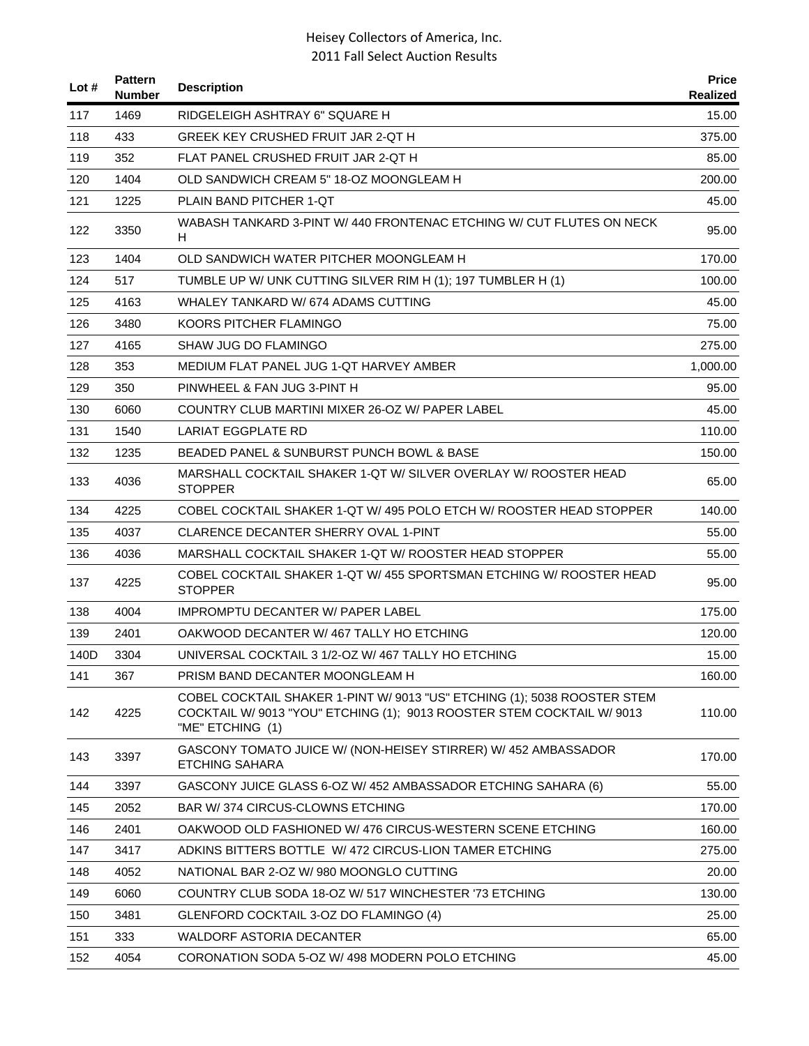| Lot # | Pattern Number | Description | Price Realized |
|---|---|---|---|
| 117 | 1469 | RIDGELEIGH ASHTRAY 6" SQUARE H | 15.00 |
| 118 | 433 | GREEK KEY CRUSHED FRUIT JAR 2-QT H | 375.00 |
| 119 | 352 | FLAT PANEL CRUSHED FRUIT JAR 2-QT H | 85.00 |
| 120 | 1404 | OLD SANDWICH CREAM 5" 18-OZ MOONGLEAM H | 200.00 |
| 121 | 1225 | PLAIN BAND PITCHER 1-QT | 45.00 |
| 122 | 3350 | WABASH TANKARD 3-PINT W/ 440 FRONTENAC ETCHING W/ CUT FLUTES ON NECK H | 95.00 |
| 123 | 1404 | OLD SANDWICH WATER PITCHER MOONGLEAM H | 170.00 |
| 124 | 517 | TUMBLE UP W/ UNK CUTTING SILVER RIM H (1); 197 TUMBLER H (1) | 100.00 |
| 125 | 4163 | WHALEY TANKARD W/ 674 ADAMS CUTTING | 45.00 |
| 126 | 3480 | KOORS PITCHER FLAMINGO | 75.00 |
| 127 | 4165 | SHAW JUG DO FLAMINGO | 275.00 |
| 128 | 353 | MEDIUM FLAT PANEL JUG 1-QT HARVEY AMBER | 1,000.00 |
| 129 | 350 | PINWHEEL & FAN JUG 3-PINT H | 95.00 |
| 130 | 6060 | COUNTRY CLUB MARTINI MIXER 26-OZ W/ PAPER LABEL | 45.00 |
| 131 | 1540 | LARIAT EGGPLATE RD | 110.00 |
| 132 | 1235 | BEADED PANEL & SUNBURST PUNCH BOWL & BASE | 150.00 |
| 133 | 4036 | MARSHALL COCKTAIL SHAKER 1-QT W/ SILVER OVERLAY W/ ROOSTER HEAD STOPPER | 65.00 |
| 134 | 4225 | COBEL COCKTAIL SHAKER 1-QT W/ 495 POLO ETCH W/ ROOSTER HEAD STOPPER | 140.00 |
| 135 | 4037 | CLARENCE DECANTER SHERRY OVAL 1-PINT | 55.00 |
| 136 | 4036 | MARSHALL COCKTAIL SHAKER 1-QT W/ ROOSTER HEAD STOPPER | 55.00 |
| 137 | 4225 | COBEL COCKTAIL SHAKER 1-QT W/ 455 SPORTSMAN ETCHING W/ ROOSTER HEAD STOPPER | 95.00 |
| 138 | 4004 | IMPROMPTU DECANTER W/ PAPER LABEL | 175.00 |
| 139 | 2401 | OAKWOOD DECANTER W/ 467 TALLY HO ETCHING | 120.00 |
| 140D | 3304 | UNIVERSAL COCKTAIL 3 1/2-OZ W/ 467 TALLY HO ETCHING | 15.00 |
| 141 | 367 | PRISM BAND DECANTER MOONGLEAM H | 160.00 |
| 142 | 4225 | COBEL COCKTAIL SHAKER 1-PINT W/ 9013 "US" ETCHING (1); 5038 ROOSTER STEM COCKTAIL W/ 9013 "YOU" ETCHING (1); 9013 ROOSTER STEM COCKTAIL W/ 9013 "ME" ETCHING (1) | 110.00 |
| 143 | 3397 | GASCONY TOMATO JUICE W/ (NON-HEISEY STIRRER) W/ 452 AMBASSADOR ETCHING SAHARA | 170.00 |
| 144 | 3397 | GASCONY JUICE GLASS 6-OZ W/ 452 AMBASSADOR ETCHING SAHARA (6) | 55.00 |
| 145 | 2052 | BAR W/ 374 CIRCUS-CLOWNS ETCHING | 170.00 |
| 146 | 2401 | OAKWOOD OLD FASHIONED W/ 476 CIRCUS-WESTERN SCENE ETCHING | 160.00 |
| 147 | 3417 | ADKINS BITTERS BOTTLE W/ 472 CIRCUS-LION TAMER ETCHING | 275.00 |
| 148 | 4052 | NATIONAL BAR 2-OZ W/ 980 MOONGLO CUTTING | 20.00 |
| 149 | 6060 | COUNTRY CLUB SODA 18-OZ W/ 517 WINCHESTER '73 ETCHING | 130.00 |
| 150 | 3481 | GLENFORD COCKTAIL 3-OZ DO FLAMINGO (4) | 25.00 |
| 151 | 333 | WALDORF ASTORIA DECANTER | 65.00 |
| 152 | 4054 | CORONATION SODA 5-OZ W/ 498 MODERN POLO ETCHING | 45.00 |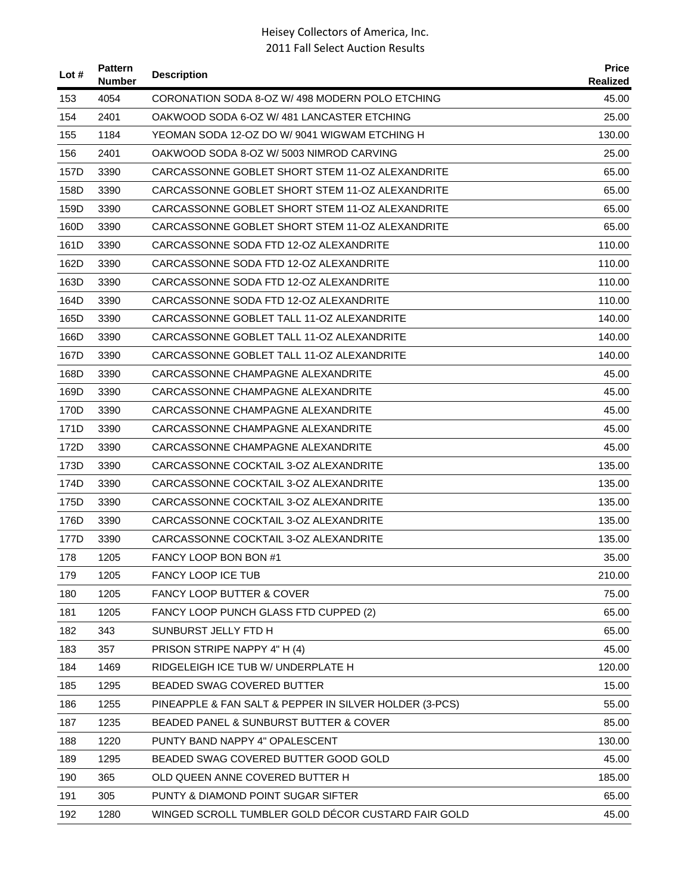# Heisey Collectors of America, Inc.
## 2011 Fall Select Auction Results

| Lot # | Pattern Number | Description | Price Realized |
|---|---|---|---|
| 153 | 4054 | CORONATION SODA 8-OZ W/ 498 MODERN POLO ETCHING | 45.00 |
| 154 | 2401 | OAKWOOD SODA 6-OZ W/ 481 LANCASTER ETCHING | 25.00 |
| 155 | 1184 | YEOMAN SODA 12-OZ DO W/ 9041 WIGWAM ETCHING H | 130.00 |
| 156 | 2401 | OAKWOOD SODA 8-OZ W/ 5003 NIMROD CARVING | 25.00 |
| 157D | 3390 | CARCASSONNE GOBLET SHORT STEM 11-OZ ALEXANDRITE | 65.00 |
| 158D | 3390 | CARCASSONNE GOBLET SHORT STEM 11-OZ ALEXANDRITE | 65.00 |
| 159D | 3390 | CARCASSONNE GOBLET SHORT STEM 11-OZ ALEXANDRITE | 65.00 |
| 160D | 3390 | CARCASSONNE GOBLET SHORT STEM 11-OZ ALEXANDRITE | 65.00 |
| 161D | 3390 | CARCASSONNE SODA FTD 12-OZ ALEXANDRITE | 110.00 |
| 162D | 3390 | CARCASSONNE SODA FTD 12-OZ ALEXANDRITE | 110.00 |
| 163D | 3390 | CARCASSONNE SODA FTD 12-OZ ALEXANDRITE | 110.00 |
| 164D | 3390 | CARCASSONNE SODA FTD 12-OZ ALEXANDRITE | 110.00 |
| 165D | 3390 | CARCASSONNE GOBLET TALL 11-OZ ALEXANDRITE | 140.00 |
| 166D | 3390 | CARCASSONNE GOBLET TALL 11-OZ ALEXANDRITE | 140.00 |
| 167D | 3390 | CARCASSONNE GOBLET TALL 11-OZ ALEXANDRITE | 140.00 |
| 168D | 3390 | CARCASSONNE CHAMPAGNE ALEXANDRITE | 45.00 |
| 169D | 3390 | CARCASSONNE CHAMPAGNE ALEXANDRITE | 45.00 |
| 170D | 3390 | CARCASSONNE CHAMPAGNE ALEXANDRITE | 45.00 |
| 171D | 3390 | CARCASSONNE CHAMPAGNE ALEXANDRITE | 45.00 |
| 172D | 3390 | CARCASSONNE CHAMPAGNE ALEXANDRITE | 45.00 |
| 173D | 3390 | CARCASSONNE COCKTAIL 3-OZ ALEXANDRITE | 135.00 |
| 174D | 3390 | CARCASSONNE COCKTAIL 3-OZ ALEXANDRITE | 135.00 |
| 175D | 3390 | CARCASSONNE COCKTAIL 3-OZ ALEXANDRITE | 135.00 |
| 176D | 3390 | CARCASSONNE COCKTAIL 3-OZ ALEXANDRITE | 135.00 |
| 177D | 3390 | CARCASSONNE COCKTAIL 3-OZ ALEXANDRITE | 135.00 |
| 178 | 1205 | FANCY LOOP BON BON #1 | 35.00 |
| 179 | 1205 | FANCY LOOP ICE TUB | 210.00 |
| 180 | 1205 | FANCY LOOP BUTTER & COVER | 75.00 |
| 181 | 1205 | FANCY LOOP PUNCH GLASS FTD CUPPED (2) | 65.00 |
| 182 | 343 | SUNBURST JELLY FTD H | 65.00 |
| 183 | 357 | PRISON STRIPE NAPPY 4" H (4) | 45.00 |
| 184 | 1469 | RIDGELEIGH ICE TUB W/ UNDERPLATE H | 120.00 |
| 185 | 1295 | BEADED SWAG COVERED BUTTER | 15.00 |
| 186 | 1255 | PINEAPPLE & FAN SALT & PEPPER IN SILVER HOLDER (3-PCS) | 55.00 |
| 187 | 1235 | BEADED PANEL & SUNBURST BUTTER & COVER | 85.00 |
| 188 | 1220 | PUNTY BAND NAPPY 4" OPALESCENT | 130.00 |
| 189 | 1295 | BEADED SWAG COVERED BUTTER GOOD GOLD | 45.00 |
| 190 | 365 | OLD QUEEN ANNE COVERED BUTTER H | 185.00 |
| 191 | 305 | PUNTY & DIAMOND POINT SUGAR SIFTER | 65.00 |
| 192 | 1280 | WINGED SCROLL TUMBLER GOLD DÉCOR CUSTARD FAIR GOLD | 45.00 |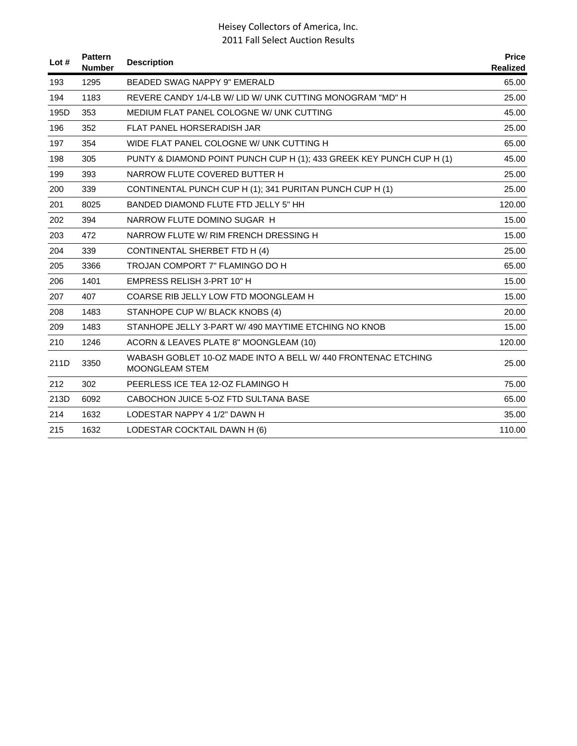Heisey Collectors of America, Inc.
2011 Fall Select Auction Results

| Lot # | Pattern Number | Description | Price Realized |
|---|---|---|---|
| 193 | 1295 | BEADED SWAG NAPPY 9" EMERALD | 65.00 |
| 194 | 1183 | REVERE CANDY 1/4-LB W/ LID W/ UNK CUTTING MONOGRAM "MD" H | 25.00 |
| 195D | 353 | MEDIUM FLAT PANEL COLOGNE W/ UNK CUTTING | 45.00 |
| 196 | 352 | FLAT PANEL HORSERADISH JAR | 25.00 |
| 197 | 354 | WIDE FLAT PANEL COLOGNE W/ UNK CUTTING H | 65.00 |
| 198 | 305 | PUNTY & DIAMOND POINT PUNCH CUP H (1); 433 GREEK KEY PUNCH CUP H (1) | 45.00 |
| 199 | 393 | NARROW FLUTE COVERED BUTTER H | 25.00 |
| 200 | 339 | CONTINENTAL PUNCH CUP H (1); 341 PURITAN PUNCH CUP H (1) | 25.00 |
| 201 | 8025 | BANDED DIAMOND FLUTE FTD JELLY 5" HH | 120.00 |
| 202 | 394 | NARROW FLUTE DOMINO SUGAR H | 15.00 |
| 203 | 472 | NARROW FLUTE W/ RIM FRENCH DRESSING H | 15.00 |
| 204 | 339 | CONTINENTAL SHERBET FTD H (4) | 25.00 |
| 205 | 3366 | TROJAN COMPORT 7" FLAMINGO DO H | 65.00 |
| 206 | 1401 | EMPRESS RELISH 3-PRT 10" H | 15.00 |
| 207 | 407 | COARSE RIB JELLY LOW FTD MOONGLEAM H | 15.00 |
| 208 | 1483 | STANHOPE CUP W/ BLACK KNOBS (4) | 20.00 |
| 209 | 1483 | STANHOPE JELLY 3-PART W/ 490 MAYTIME ETCHING NO KNOB | 15.00 |
| 210 | 1246 | ACORN & LEAVES PLATE 8" MOONGLEAM (10) | 120.00 |
| 211D | 3350 | WABASH GOBLET 10-OZ MADE INTO A BELL W/ 440 FRONTENAC ETCHING MOONGLEAM STEM | 25.00 |
| 212 | 302 | PEERLESS ICE TEA 12-OZ FLAMINGO H | 75.00 |
| 213D | 6092 | CABOCHON JUICE 5-OZ FTD SULTANA BASE | 65.00 |
| 214 | 1632 | LODESTAR NAPPY 4 1/2" DAWN H | 35.00 |
| 215 | 1632 | LODESTAR COCKTAIL DAWN H (6) | 110.00 |